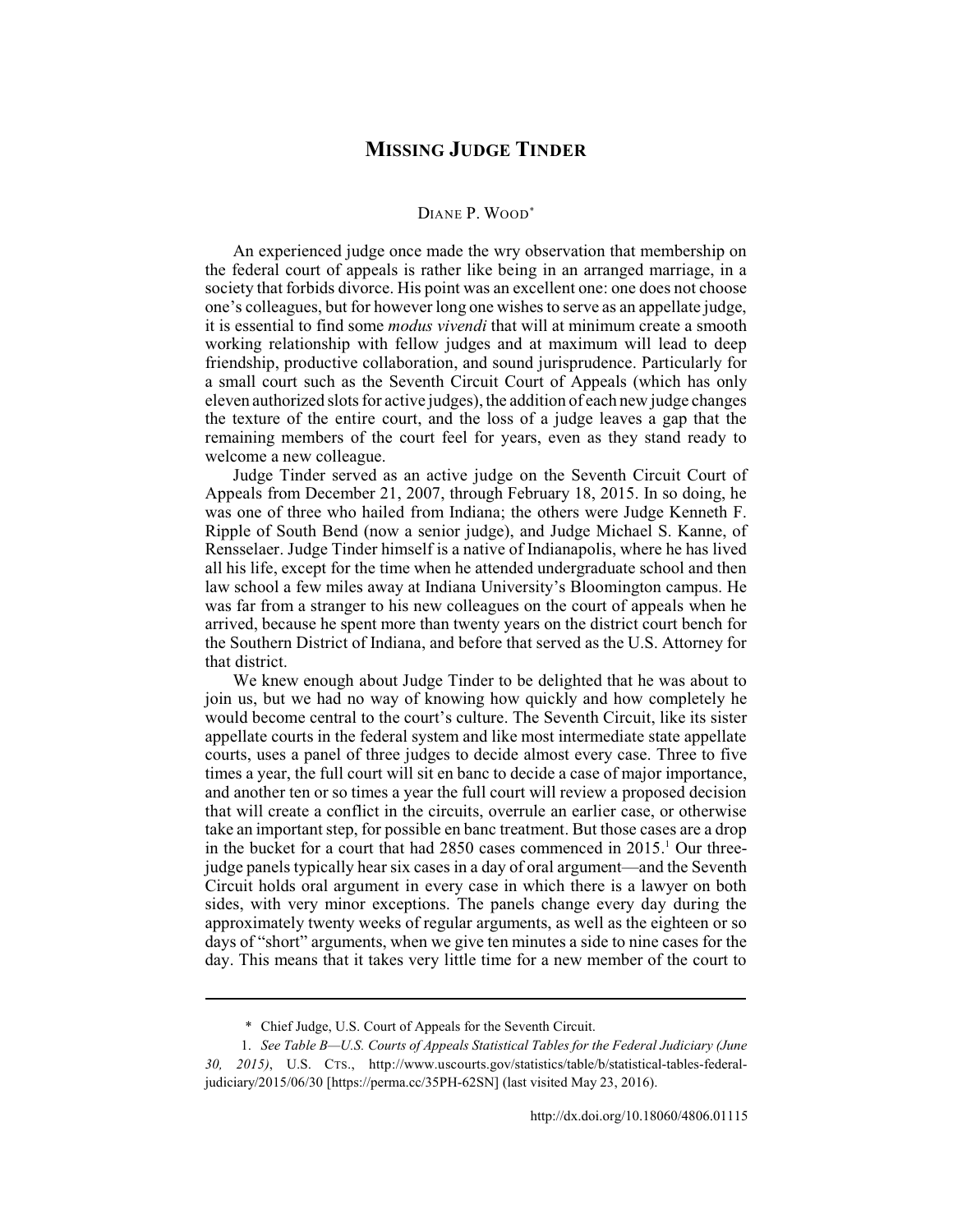# MISSING JUDGE TINDER

DIANE P. WOOD*

An experienced judge once made the wry observation that membership on the federal court of appeals is rather like being in an arranged marriage, in a society that forbids divorce. His point was an excellent one: one does not choose one's colleagues, but for however long one wishes to serve as an appellate judge, it is essential to find some *modus vivendi* that will at minimum create a smooth working relationship with fellow judges and at maximum will lead to deep friendship, productive collaboration, and sound jurisprudence. Particularly for a small court such as the Seventh Circuit Court of Appeals (which has only eleven authorized slots for active judges), the addition of each new judge changes the texture of the entire court, and the loss of a judge leaves a gap that the remaining members of the court feel for years, even as they stand ready to welcome a new colleague.

Judge Tinder served as an active judge on the Seventh Circuit Court of Appeals from December 21, 2007, through February 18, 2015. In so doing, he was one of three who hailed from Indiana; the others were Judge Kenneth F. Ripple of South Bend (now a senior judge), and Judge Michael S. Kanne, of Rensselaer. Judge Tinder himself is a native of Indianapolis, where he has lived all his life, except for the time when he attended undergraduate school and then law school a few miles away at Indiana University's Bloomington campus. He was far from a stranger to his new colleagues on the court of appeals when he arrived, because he spent more than twenty years on the district court bench for the Southern District of Indiana, and before that served as the U.S. Attorney for that district.

We knew enough about Judge Tinder to be delighted that he was about to join us, but we had no way of knowing how quickly and how completely he would become central to the court's culture. The Seventh Circuit, like its sister appellate courts in the federal system and like most intermediate state appellate courts, uses a panel of three judges to decide almost every case. Three to five times a year, the full court will sit en banc to decide a case of major importance, and another ten or so times a year the full court will review a proposed decision that will create a conflict in the circuits, overrule an earlier case, or otherwise take an important step, for possible en banc treatment. But those cases are a drop in the bucket for a court that had 2850 cases commenced in 2015.[1] Our three-judge panels typically hear six cases in a day of oral argument—and the Seventh Circuit holds oral argument in every case in which there is a lawyer on both sides, with very minor exceptions. The panels change every day during the approximately twenty weeks of regular arguments, as well as the eighteen or so days of "short" arguments, when we give ten minutes a side to nine cases for the day. This means that it takes very little time for a new member of the court to

---

\* Chief Judge, U.S. Court of Appeals for the Seventh Circuit.

1. *See Table B—U.S. Courts of Appeals Statistical Tables for the Federal Judiciary (June 30, 2015)*, U.S. CTS., http://www.uscourts.gov/statistics/table/b/statistical-tables-federal-judiciary/2015/06/30 [https://perma.cc/35PH-62SN] (last visited May 23, 2016).

http://dx.doi.org/10.18060/4806.01115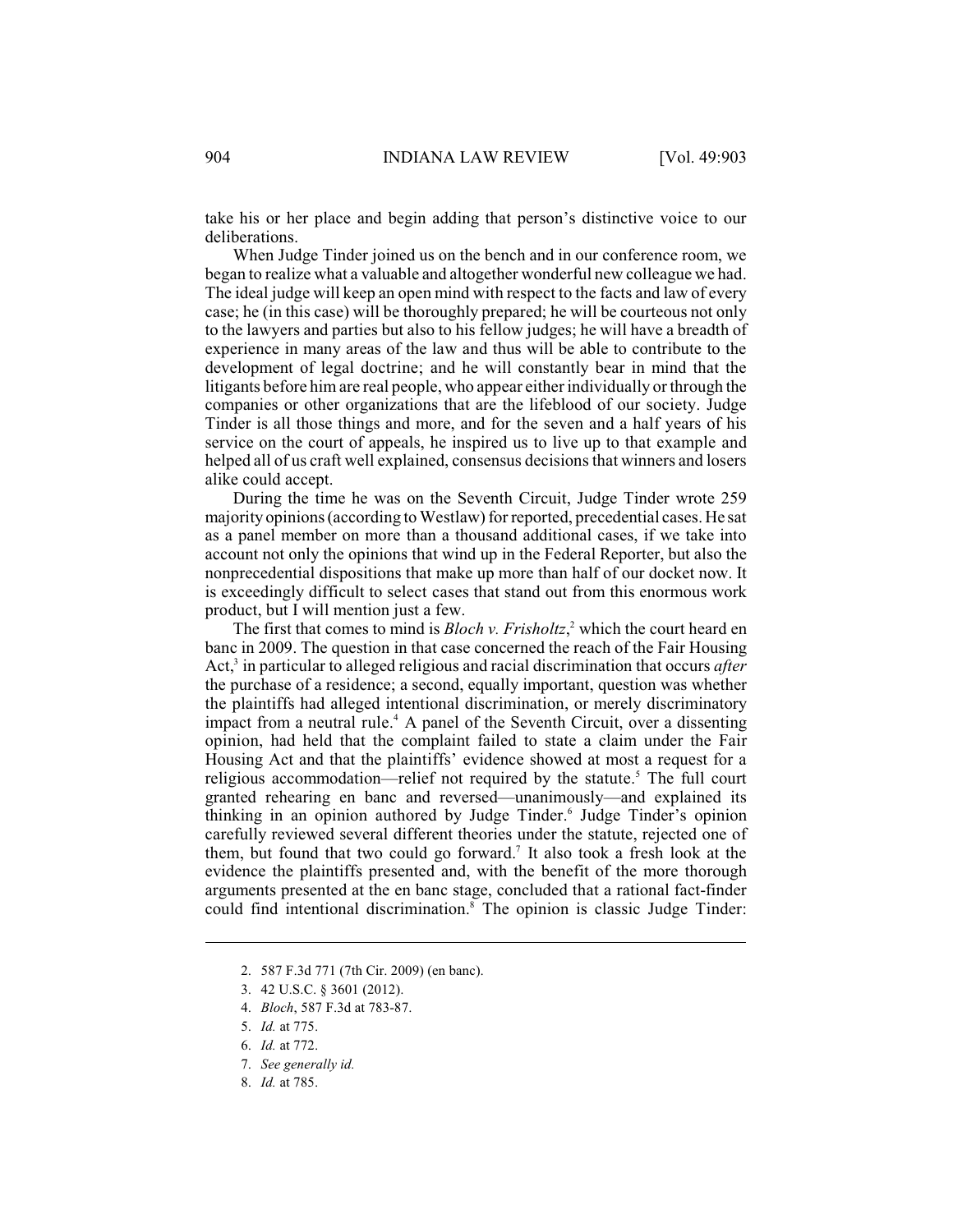take his or her place and begin adding that person's distinctive voice to our deliberations.

When Judge Tinder joined us on the bench and in our conference room, we began to realize what a valuable and altogether wonderful new colleague we had. The ideal judge will keep an open mind with respect to the facts and law of every case; he (in this case) will be thoroughly prepared; he will be courteous not only to the lawyers and parties but also to his fellow judges; he will have a breadth of experience in many areas of the law and thus will be able to contribute to the development of legal doctrine; and he will constantly bear in mind that the litigants before him are real people, who appear either individually or through the companies or other organizations that are the lifeblood of our society. Judge Tinder is all those things and more, and for the seven and a half years of his service on the court of appeals, he inspired us to live up to that example and helped all of us craft well explained, consensus decisions that winners and losers alike could accept.

During the time he was on the Seventh Circuit, Judge Tinder wrote 259 majority opinions (according to Westlaw) for reported, precedential cases. He sat as a panel member on more than a thousand additional cases, if we take into account not only the opinions that wind up in the Federal Reporter, but also the nonprecedential dispositions that make up more than half of our docket now. It is exceedingly difficult to select cases that stand out from this enormous work product, but I will mention just a few.

The first that comes to mind is *Bloch v. Frisholtz*,[2] which the court heard en banc in 2009. The question in that case concerned the reach of the Fair Housing Act,[3] in particular to alleged religious and racial discrimination that occurs *after* the purchase of a residence; a second, equally important, question was whether the plaintiffs had alleged intentional discrimination, or merely discriminatory impact from a neutral rule.[4] A panel of the Seventh Circuit, over a dissenting opinion, had held that the complaint failed to state a claim under the Fair Housing Act and that the plaintiffs' evidence showed at most a request for a religious accommodation—relief not required by the statute.[5] The full court granted rehearing en banc and reversed—unanimously—and explained its thinking in an opinion authored by Judge Tinder.[6] Judge Tinder's opinion carefully reviewed several different theories under the statute, rejected one of them, but found that two could go forward.[7] It also took a fresh look at the evidence the plaintiffs presented and, with the benefit of the more thorough arguments presented at the en banc stage, concluded that a rational fact-finder could find intentional discrimination.[8] The opinion is classic Judge Tinder:

---

2. 587 F.3d 771 (7th Cir. 2009) (en banc).
3. 42 U.S.C. § 3601 (2012).
4. *Bloch*, 587 F.3d at 783-87.
5. *Id.* at 775.
6. *Id.* at 772.
7. *See generally id.*
8. *Id.* at 785.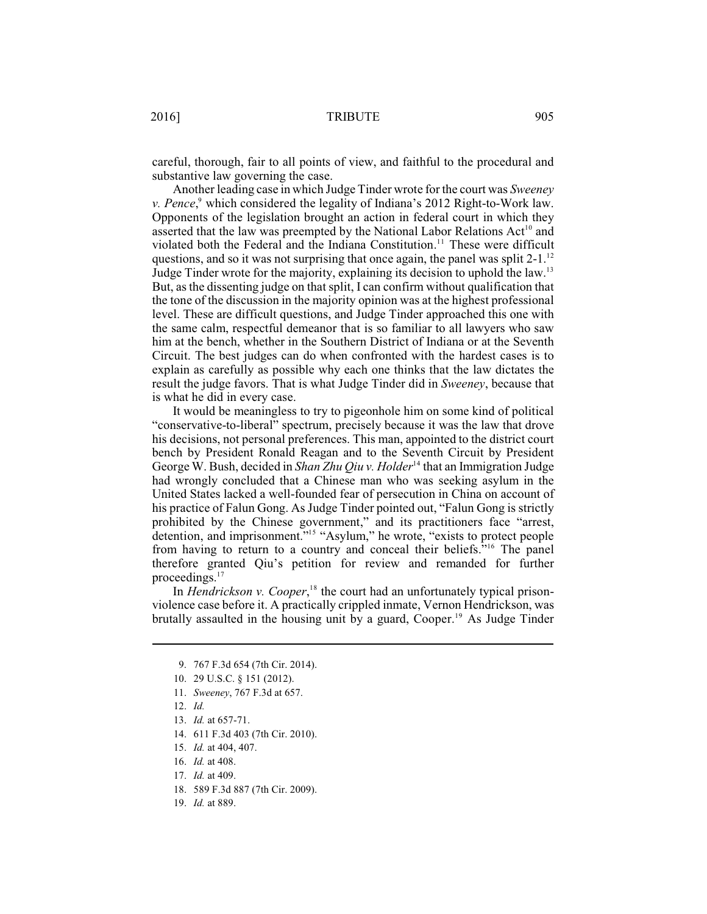careful, thorough, fair to all points of view, and faithful to the procedural and substantive law governing the case.

Another leading case in which Judge Tinder wrote for the court was *Sweeney v. Pence*,[9] which considered the legality of Indiana's 2012 Right-to-Work law. Opponents of the legislation brought an action in federal court in which they asserted that the law was preempted by the National Labor Relations Act[10] and violated both the Federal and the Indiana Constitution.[11] These were difficult questions, and so it was not surprising that once again, the panel was split 2-1.[12] Judge Tinder wrote for the majority, explaining its decision to uphold the law.[13] But, as the dissenting judge on that split, I can confirm without qualification that the tone of the discussion in the majority opinion was at the highest professional level. These are difficult questions, and Judge Tinder approached this one with the same calm, respectful demeanor that is so familiar to all lawyers who saw him at the bench, whether in the Southern District of Indiana or at the Seventh Circuit. The best judges can do when confronted with the hardest cases is to explain as carefully as possible why each one thinks that the law dictates the result the judge favors. That is what Judge Tinder did in *Sweeney*, because that is what he did in every case.

It would be meaningless to try to pigeonhole him on some kind of political "conservative-to-liberal" spectrum, precisely because it was the law that drove his decisions, not personal preferences. This man, appointed to the district court bench by President Ronald Reagan and to the Seventh Circuit by President George W. Bush, decided in *Shan Zhu Qiu v. Holder*[14] that an Immigration Judge had wrongly concluded that a Chinese man who was seeking asylum in the United States lacked a well-founded fear of persecution in China on account of his practice of Falun Gong. As Judge Tinder pointed out, "Falun Gong is strictly prohibited by the Chinese government," and its practitioners face "arrest, detention, and imprisonment."[15] "Asylum," he wrote, "exists to protect people from having to return to a country and conceal their beliefs."[16] The panel therefore granted Qiu's petition for review and remanded for further proceedings.[17]

In *Hendrickson v. Cooper*,[18] the court had an unfortunately typical prison-violence case before it. A practically crippled inmate, Vernon Hendrickson, was brutally assaulted in the housing unit by a guard, Cooper.[19] As Judge Tinder

---

9. 767 F.3d 654 (7th Cir. 2014).
10. 29 U.S.C. § 151 (2012).
11. *Sweeney*, 767 F.3d at 657.
12. *Id.*
13. *Id.* at 657-71.
14. 611 F.3d 403 (7th Cir. 2010).
15. *Id.* at 404, 407.
16. *Id.* at 408.
17. *Id.* at 409.
18. 589 F.3d 887 (7th Cir. 2009).
19. *Id.* at 889.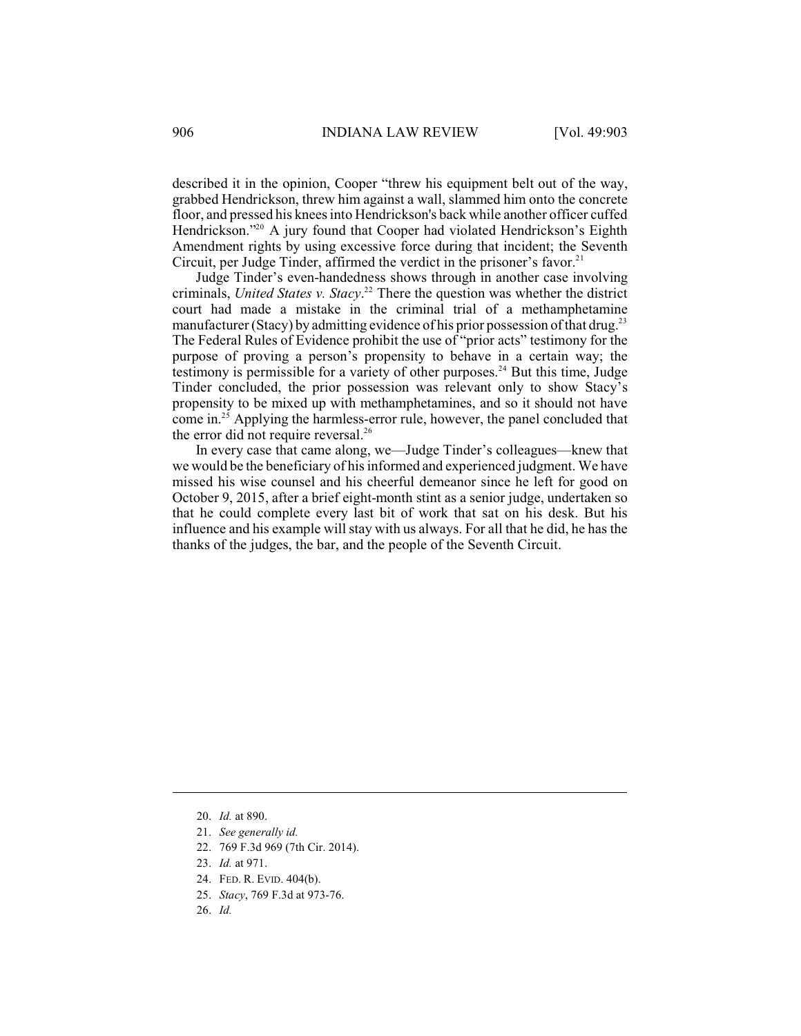described it in the opinion, Cooper "threw his equipment belt out of the way, grabbed Hendrickson, threw him against a wall, slammed him onto the concrete floor, and pressed his knees into Hendrickson's back while another officer cuffed Hendrickson."[20] A jury found that Cooper had violated Hendrickson's Eighth Amendment rights by using excessive force during that incident; the Seventh Circuit, per Judge Tinder, affirmed the verdict in the prisoner's favor.[21]

Judge Tinder's even-handedness shows through in another case involving criminals, *United States v. Stacy*.[22] There the question was whether the district court had made a mistake in the criminal trial of a methamphetamine manufacturer (Stacy) by admitting evidence of his prior possession of that drug.[23] The Federal Rules of Evidence prohibit the use of "prior acts" testimony for the purpose of proving a person's propensity to behave in a certain way; the testimony is permissible for a variety of other purposes.[24] But this time, Judge Tinder concluded, the prior possession was relevant only to show Stacy's propensity to be mixed up with methamphetamines, and so it should not have come in.[25] Applying the harmless-error rule, however, the panel concluded that the error did not require reversal.[26]

In every case that came along, we—Judge Tinder's colleagues—knew that we would be the beneficiary of his informed and experienced judgment. We have missed his wise counsel and his cheerful demeanor since he left for good on October 9, 2015, after a brief eight-month stint as a senior judge, undertaken so that he could complete every last bit of work that sat on his desk. But his influence and his example will stay with us always. For all that he did, he has the thanks of the judges, the bar, and the people of the Seventh Circuit.

---

20. *Id.* at 890.
21. *See generally id.*
22. 769 F.3d 969 (7th Cir. 2014).
23. *Id.* at 971.
24. FED. R. EVID. 404(b).
25. *Stacy*, 769 F.3d at 973-76.
26. *Id.*